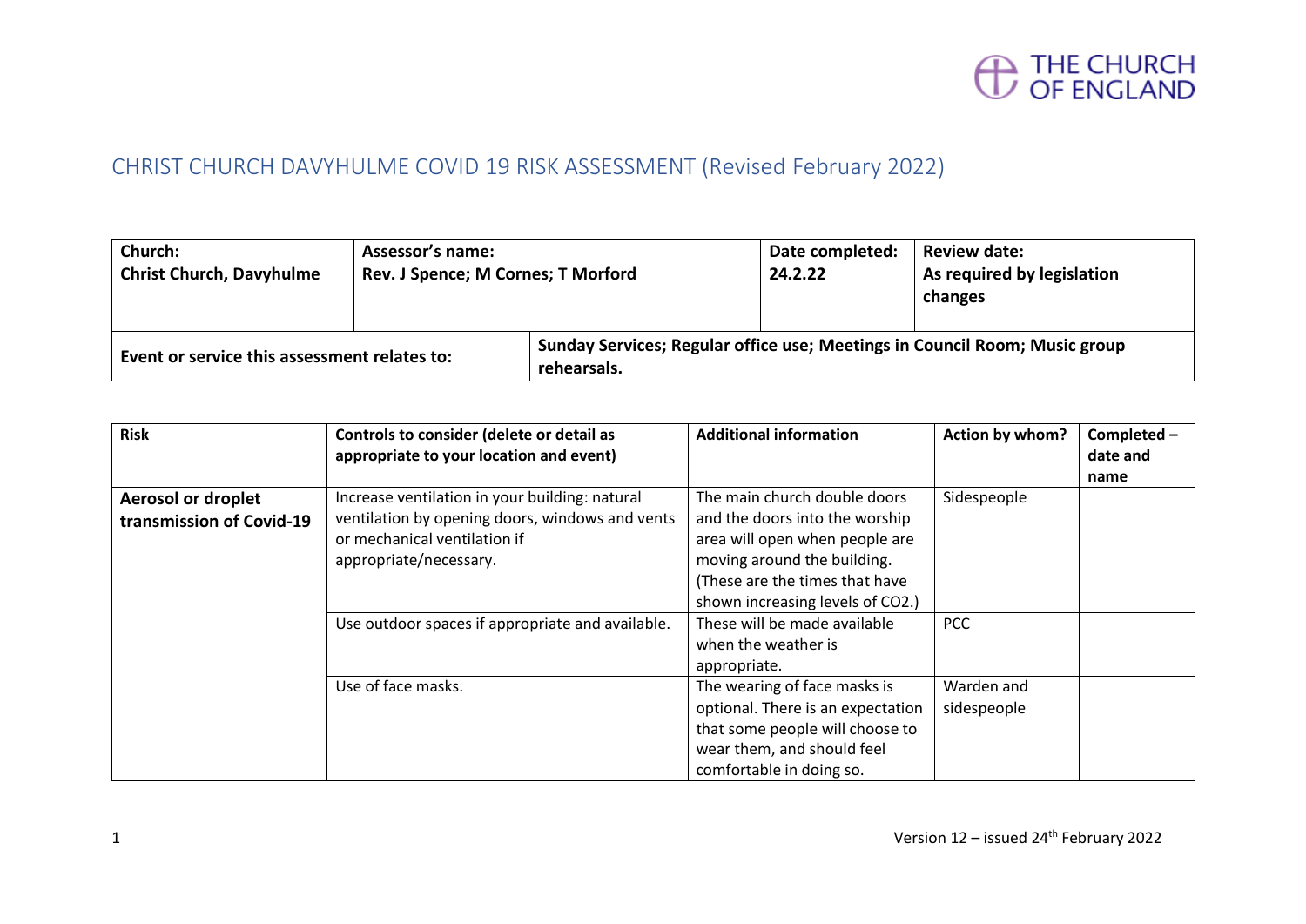THE CHURCH OF ENGLAND

# CHRIST CHURCH DAVYHULME COVID 19 RISK ASSESSMENT (Revised February 2022)

| **Church:** **Christ Church, Davyhulme** | **Assessor's name:** **Rev. J Spence; M Cornes; T Morford** | **Date completed:** **24.2.22** | **Review date:** **As required by legislation changes** |
|---|---|---|---|
| **Event or service this assessment relates to:** | **Sunday Services; Regular office use; Meetings in Council Room; Music group rehearsals.** | | |

| **Risk** | **Controls to consider (delete or detail as appropriate to your location and event)** | **Additional information** | **Action by whom?** | **Completed – date and name** |
|---|---|---|---|---|
| **Aerosol or droplet transmission of Covid-19** | Increase ventilation in your building: natural ventilation by opening doors, windows and vents or mechanical ventilation if appropriate/necessary. | The main church double doors and the doors into the worship area will open when people are moving around the building. (These are the times that have shown increasing levels of $CO_2$.) | Sidespeople | |
| | Use outdoor spaces if appropriate and available. | These will be made available when the weather is appropriate. | PCC | |
| | Use of face masks. | The wearing of face masks is optional. There is an expectation that some people will choose to wear them, and should feel comfortable in doing so. | Warden and sidespeople | |

Version 12 – issued 24th February 2022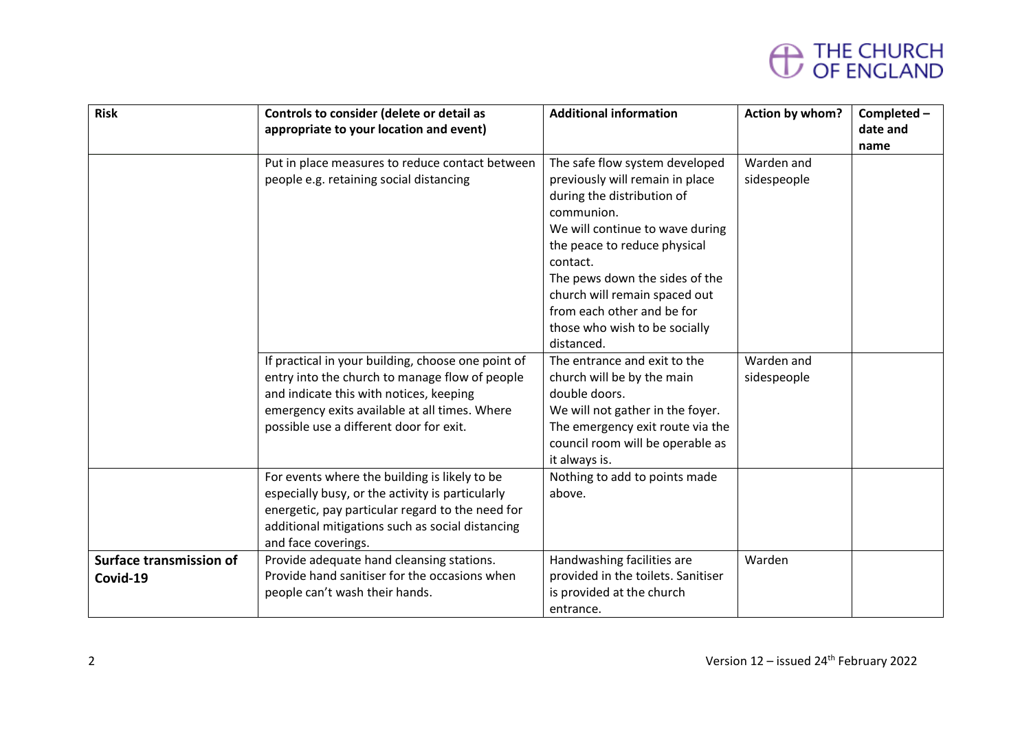| Risk | Controls to consider (delete or detail as appropriate to your location and event) | Additional information | Action by whom? | Completed – date and name |
|---|---|---|---|---|
| | Put in place measures to reduce contact between people e.g. retaining social distancing | The safe flow system developed previously will remain in place during the distribution of communion. We will continue to wave during the peace to reduce physical contact. The pews down the sides of the church will remain spaced out from each other and be for those who wish to be socially distanced. | Warden and sidespeople | |
| | If practical in your building, choose one point of entry into the church to manage flow of people and indicate this with notices, keeping emergency exits available at all times. Where possible use a different door for exit. | The entrance and exit to the church will be by the main double doors. We will not gather in the foyer. The emergency exit route via the council room will be operable as it always is. | Warden and sidespeople | |
| | For events where the building is likely to be especially busy, or the activity is particularly energetic, pay particular regard to the need for additional mitigations such as social distancing and face coverings. | Nothing to add to points made above. | | |
| **Surface transmission of Covid-19** | Provide adequate hand cleansing stations. Provide hand sanitiser for the occasions when people can't wash their hands. | Handwashing facilities are provided in the toilets. Sanitiser is provided at the church entrance. | Warden | |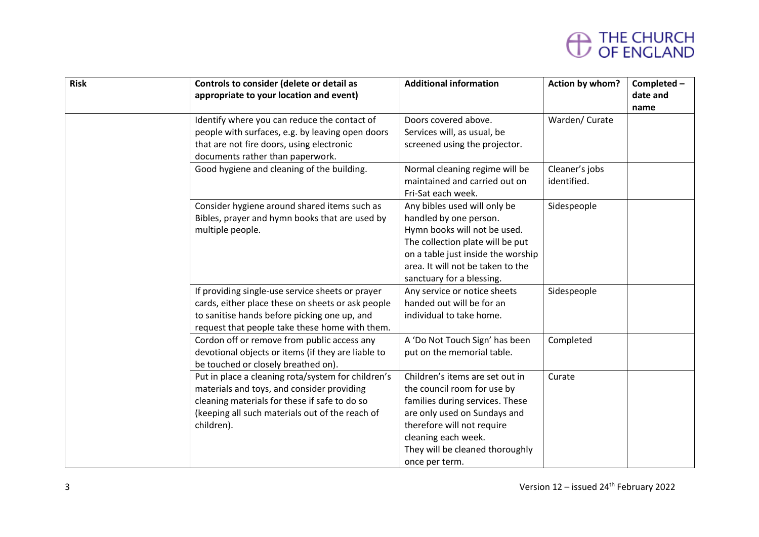| Risk | Controls to consider (delete or detail as appropriate to your location and event) | Additional information | Action by whom? | Completed – date and name |
|---|---|---|---|---|
| | Identify where you can reduce the contact of people with surfaces, e.g. by leaving open doors that are not fire doors, using electronic documents rather than paperwork. | Doors covered above. Services will, as usual, be screened using the projector. | Warden/ Curate | |
| | Good hygiene and cleaning of the building. | Normal cleaning regime will be maintained and carried out on Fri-Sat each week. | Cleaner's jobs identified. | |
| | Consider hygiene around shared items such as Bibles, prayer and hymn books that are used by multiple people. | Any bibles used will only be handled by one person. Hymn books will not be used. The collection plate will be put on a table just inside the worship area. It will not be taken to the sanctuary for a blessing. | Sidespeople | |
| | If providing single-use service sheets or prayer cards, either place these on sheets or ask people to sanitise hands before picking one up, and request that people take these home with them. | Any service or notice sheets handed out will be for an individual to take home. | Sidespeople | |
| | Cordon off or remove from public access any devotional objects or items (if they are liable to be touched or closely breathed on). | A 'Do Not Touch Sign' has been put on the memorial table. | Completed | |
| | Put in place a cleaning rota/system for children's materials and toys, and consider providing cleaning materials for these if safe to do so (keeping all such materials out of the reach of children). | Children's items are set out in the council room for use by families during services. These are only used on Sundays and therefore will not require cleaning each week. They will be cleaned thoroughly once per term. | Curate | |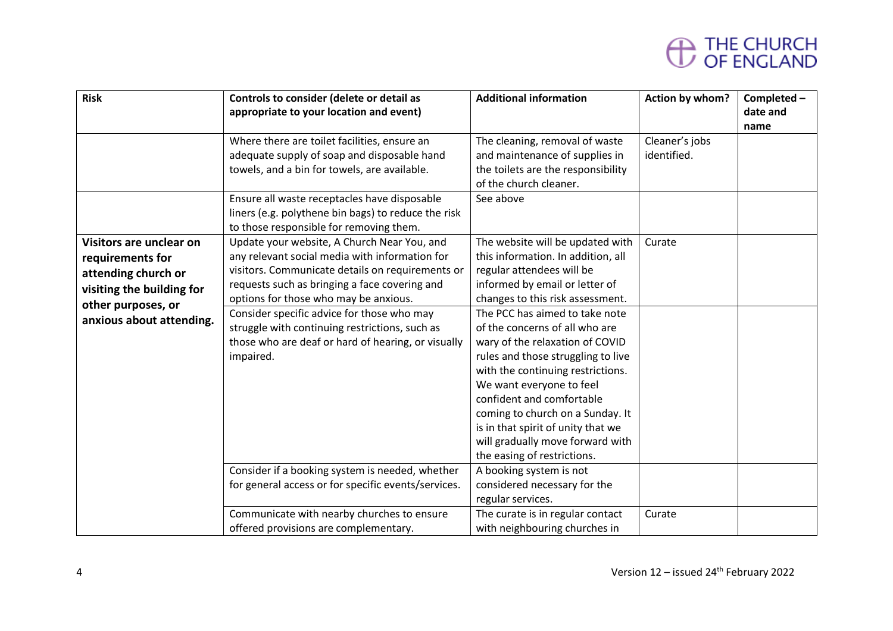| Risk | Controls to consider (delete or detail as appropriate to your location and event) | Additional information | Action by whom? | Completed – date and name |
| --- | --- | --- | --- | --- |
| | Where there are toilet facilities, ensure an adequate supply of soap and disposable hand towels, and a bin for towels, are available. | The cleaning, removal of waste and maintenance of supplies in the toilets are the responsibility of the church cleaner. | Cleaner's jobs identified. | |
| | Ensure all waste receptacles have disposable liners (e.g. polythene bin bags) to reduce the risk to those responsible for removing them. | See above | | |
| **Visitors are unclear on requirements for attending church or visiting the building for other purposes, or anxious about attending.** | Update your website, A Church Near You, and any relevant social media with information for visitors. Communicate details on requirements or requests such as bringing a face covering and options for those who may be anxious. | The website will be updated with this information. In addition, all regular attendees will be informed by email or letter of changes to this risk assessment. | Curate | |
| | Consider specific advice for those who may struggle with continuing restrictions, such as those who are deaf or hard of hearing, or visually impaired. | The PCC has aimed to take note of the concerns of all who are wary of the relaxation of COVID rules and those struggling to live with the continuing restrictions. We want everyone to feel confident and comfortable coming to church on a Sunday. It is in that spirit of unity that we will gradually move forward with the easing of restrictions. | | |
| | Consider if a booking system is needed, whether for general access or for specific events/services. | A booking system is not considered necessary for the regular services. | | |
| | Communicate with nearby churches to ensure offered provisions are complementary. | The curate is in regular contact with neighbouring churches in | Curate | |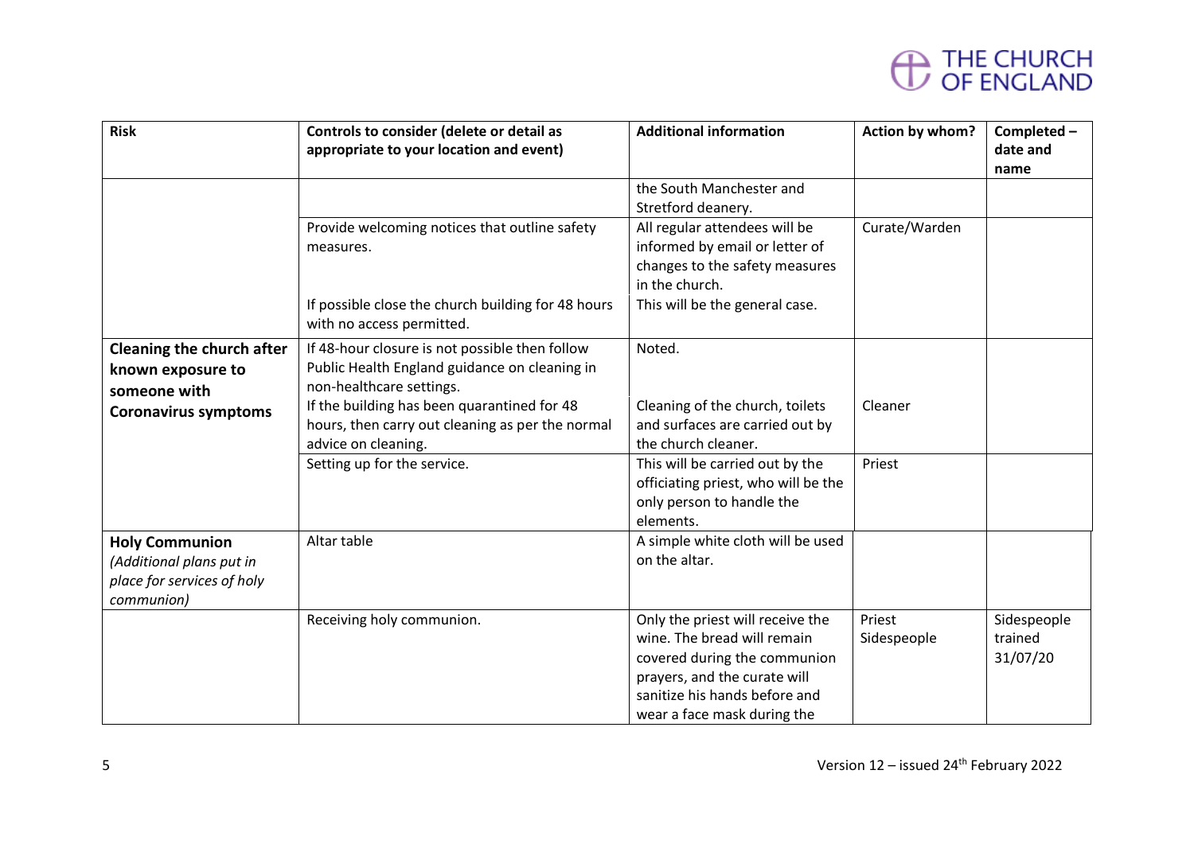| Risk | Controls to consider (delete or detail as appropriate to your location and event) | Additional information | Action by whom? | Completed – date and name |
|---|---|---|---|---|
| | | the South Manchester and Stretford deanery. | | |
| | Provide welcoming notices that outline safety measures. | All regular attendees will be informed by email or letter of changes to the safety measures in the church. | Curate/Warden | |
| | If possible close the church building for 48 hours with no access permitted. | This will be the general case. | | |
| **Cleaning the church after known exposure to someone with Coronavirus symptoms** | If 48-hour closure is not possible then follow Public Health England guidance on cleaning in non-healthcare settings. | Noted. | | |
| | If the building has been quarantined for 48 hours, then carry out cleaning as per the normal advice on cleaning. | Cleaning of the church, toilets and surfaces are carried out by the church cleaner. | Cleaner | |
| | Setting up for the service. | This will be carried out by the officiating priest, who will be the only person to handle the elements. | Priest | |
| **Holy Communion** *(Additional plans put in place for services of holy communion)* | Altar table | A simple white cloth will be used on the altar. | | |
| | Receiving holy communion. | Only the priest will receive the wine. The bread will remain covered during the communion prayers, and the curate will sanitize his hands before and wear a face mask during the | Priest Sidespeople | Sidespeople trained 31/07/20 |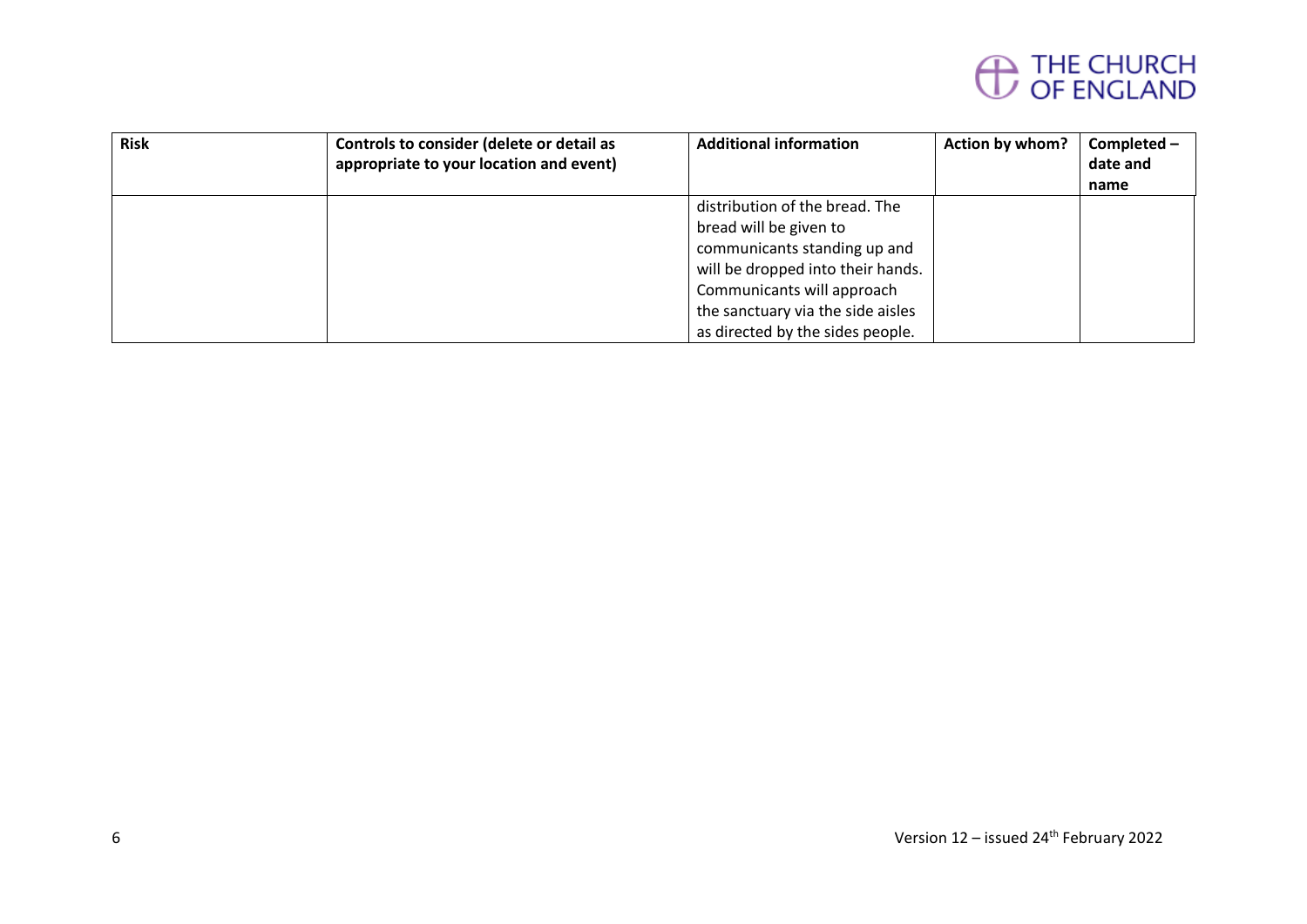| Risk | Controls to consider (delete or detail as appropriate to your location and event) | Additional information | Action by whom? | Completed – date and name |
|---|---|---|---|---|
| | | distribution of the bread. The bread will be given to communicants standing up and will be dropped into their hands. Communicants will approach the sanctuary via the side aisles as directed by the sides people. | | |

Version 12 – issued 24th February 2022